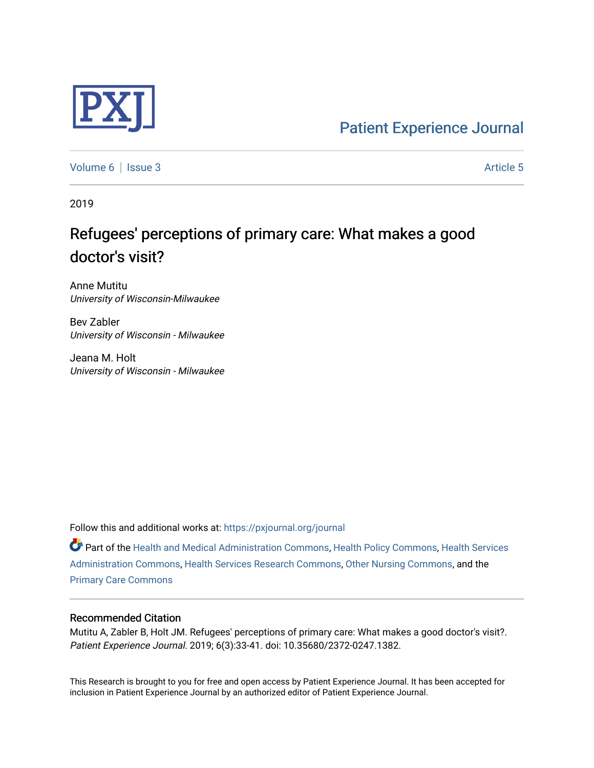PXJ

Patient Experience Journal

Volume 6 | Issue 3 Article 5

2019

# Refugees' perceptions of primary care: What makes a good doctor's visit?

Anne Mutitu
*University of Wisconsin-Milwaukee*

Bev Zabler
*University of Wisconsin - Milwaukee*

Jeana M. Holt
*University of Wisconsin - Milwaukee*

Follow this and additional works at: https://pxjournal.org/journal

Part of the Health and Medical Administration Commons, Health Policy Commons, Health Services Administration Commons, Health Services Research Commons, Other Nursing Commons, and the Primary Care Commons

### Recommended Citation

Mutitu A, Zabler B, Holt JM. Refugees' perceptions of primary care: What makes a good doctor's visit?. *Patient Experience Journal*. 2019; 6(3):33-41. doi: 10.35680/2372-0247.1382.

This Research is brought to you for free and open access by Patient Experience Journal. It has been accepted for inclusion in Patient Experience Journal by an authorized editor of Patient Experience Journal.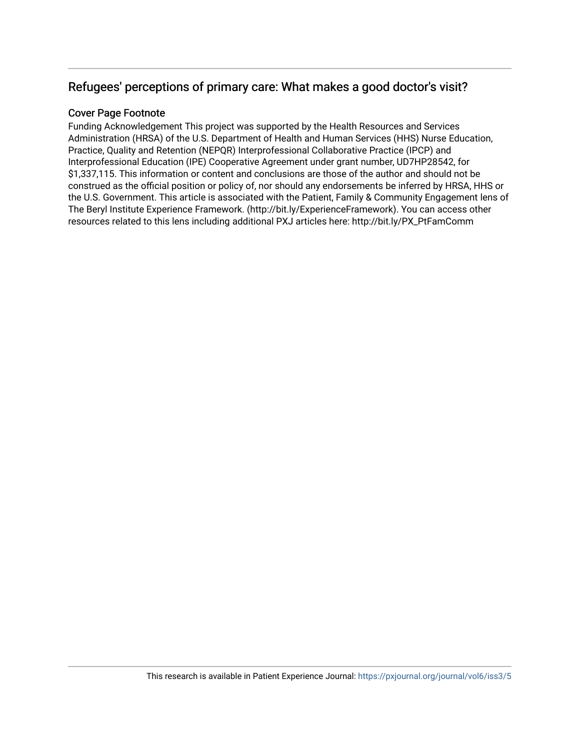## Refugees' perceptions of primary care: What makes a good doctor's visit?

### Cover Page Footnote

Funding Acknowledgement This project was supported by the Health Resources and Services Administration (HRSA) of the U.S. Department of Health and Human Services (HHS) Nurse Education, Practice, Quality and Retention (NEPQR) Interprofessional Collaborative Practice (IPCP) and Interprofessional Education (IPE) Cooperative Agreement under grant number, UD7HP28542, for $1,337,115. This information or content and conclusions are those of the author and should not be construed as the official position or policy of, nor should any endorsements be inferred by HRSA, HHS or the U.S. Government. This article is associated with the Patient, Family & Community Engagement lens of The Beryl Institute Experience Framework. (http://bit.ly/ExperienceFramework). You can access other resources related to this lens including additional PXJ articles here: http://bit.ly/PX_PtFamComm

This research is available in Patient Experience Journal: https://pxjournal.org/journal/vol6/iss3/5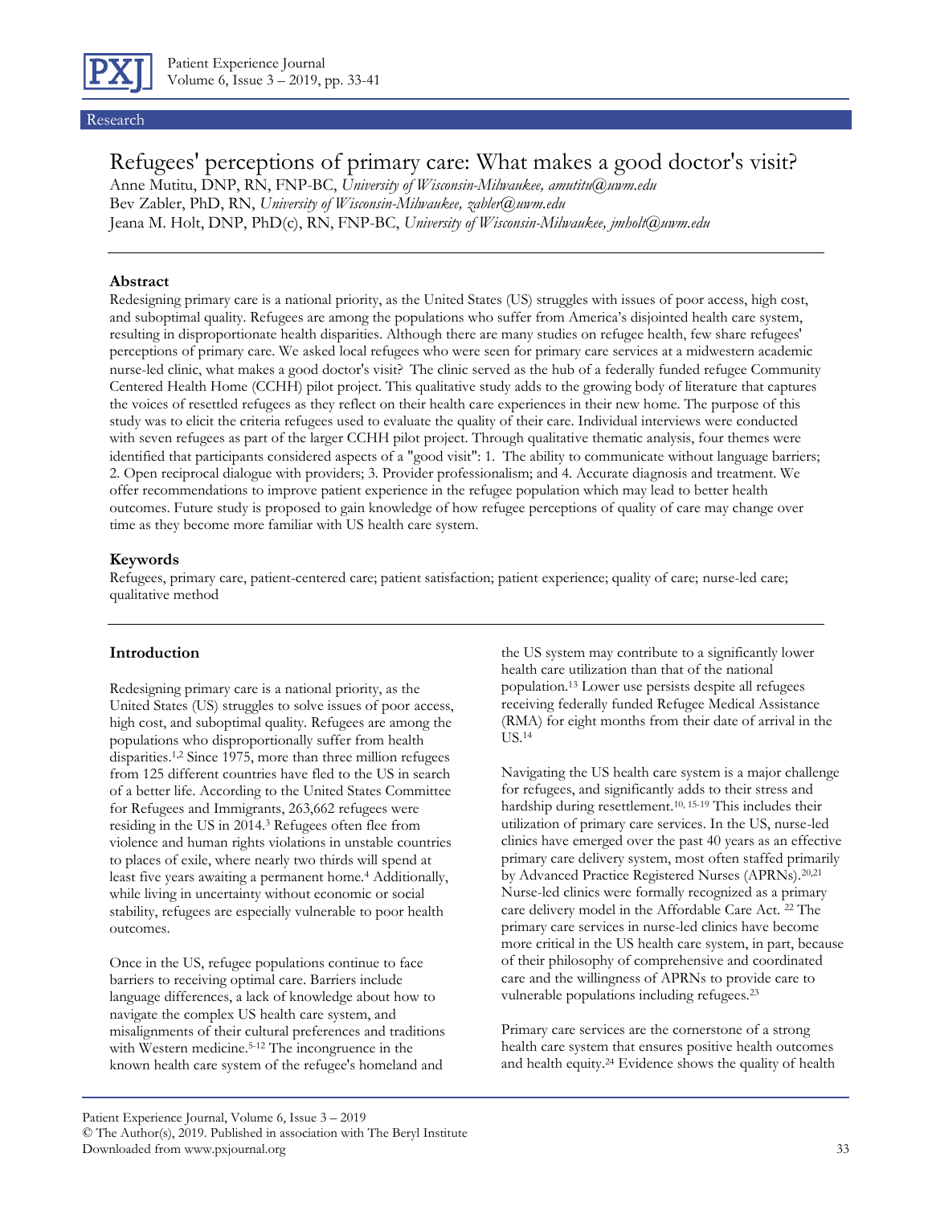Research

# Refugees' perceptions of primary care: What makes a good doctor's visit?

Anne Mutitu, DNP, RN, FNP-BC, *University of Wisconsin-Milwaukee, amutitu@uwm.edu*
Bev Zabler, PhD, RN, *University of Wisconsin-Milwaukee, zabler@uwm.edu*
Jeana M. Holt, DNP, PhD(c), RN, FNP-BC, *University of Wisconsin-Milwaukee, jmholt@uwm.edu*

### Abstract

Redesigning primary care is a national priority, as the United States (US) struggles with issues of poor access, high cost, and suboptimal quality. Refugees are among the populations who suffer from America's disjointed health care system, resulting in disproportionate health disparities. Although there are many studies on refugee health, few share refugees' perceptions of primary care. We asked local refugees who were seen for primary care services at a midwestern academic nurse-led clinic, what makes a good doctor's visit? The clinic served as the hub of a federally funded refugee Community Centered Health Home (CCHH) pilot project. This qualitative study adds to the growing body of literature that captures the voices of resettled refugees as they reflect on their health care experiences in their new home. The purpose of this study was to elicit the criteria refugees used to evaluate the quality of their care. Individual interviews were conducted with seven refugees as part of the larger CCHH pilot project. Through qualitative thematic analysis, four themes were identified that participants considered aspects of a "good visit": 1. The ability to communicate without language barriers; 2. Open reciprocal dialogue with providers; 3. Provider professionalism; and 4. Accurate diagnosis and treatment. We offer recommendations to improve patient experience in the refugee population which may lead to better health outcomes. Future study is proposed to gain knowledge of how refugee perceptions of quality of care may change over time as they become more familiar with US health care system.

### Keywords

Refugees, primary care, patient-centered care; patient satisfaction; patient experience; quality of care; nurse-led care; qualitative method

## Introduction

Redesigning primary care is a national priority, as the United States (US) struggles to solve issues of poor access, high cost, and suboptimal quality. Refugees are among the populations who disproportionally suffer from health disparities.[1,2] Since 1975, more than three million refugees from 125 different countries have fled to the US in search of a better life. According to the United States Committee for Refugees and Immigrants, 263,662 refugees were residing in the US in 2014.[3] Refugees often flee from violence and human rights violations in unstable countries to places of exile, where nearly two thirds will spend at least five years awaiting a permanent home.[4] Additionally, while living in uncertainty without economic or social stability, refugees are especially vulnerable to poor health outcomes.

Once in the US, refugee populations continue to face barriers to receiving optimal care. Barriers include language differences, a lack of knowledge about how to navigate the complex US health care system, and misalignments of their cultural preferences and traditions with Western medicine.[5-12] The incongruence in the known health care system of the refugee's homeland and the US system may contribute to a significantly lower health care utilization than that of the national population.[13] Lower use persists despite all refugees receiving federally funded Refugee Medical Assistance (RMA) for eight months from their date of arrival in the US.[14]

Navigating the US health care system is a major challenge for refugees, and significantly adds to their stress and hardship during resettlement.[10, 15-19] This includes their utilization of primary care services. In the US, nurse-led clinics have emerged over the past 40 years as an effective primary care delivery system, most often staffed primarily by Advanced Practice Registered Nurses (APRNs).[20,21] Nurse-led clinics were formally recognized as a primary care delivery model in the Affordable Care Act.[22] The primary care services in nurse-led clinics have become more critical in the US health care system, in part, because of their philosophy of comprehensive and coordinated care and the willingness of APRNs to provide care to vulnerable populations including refugees.[23]

Primary care services are the cornerstone of a strong health care system that ensures positive health outcomes and health equity.[24] Evidence shows the quality of health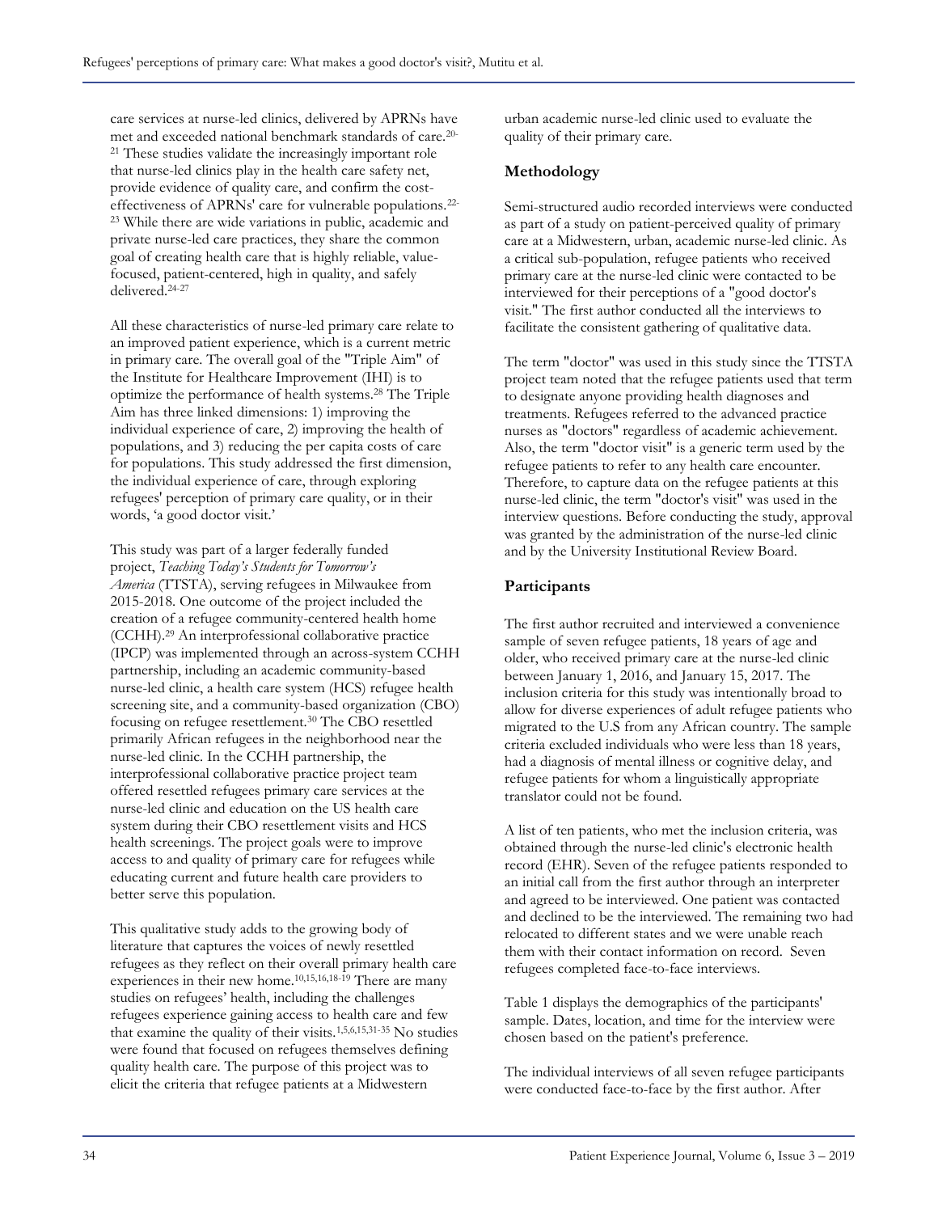care services at nurse-led clinics, delivered by APRNs have met and exceeded national benchmark standards of care.[20-21] These studies validate the increasingly important role that nurse-led clinics play in the health care safety net, provide evidence of quality care, and confirm the cost-effectiveness of APRNs' care for vulnerable populations.[22-23] While there are wide variations in public, academic and private nurse-led care practices, they share the common goal of creating health care that is highly reliable, value-focused, patient-centered, high in quality, and safely delivered.[24-27]

All these characteristics of nurse-led primary care relate to an improved patient experience, which is a current metric in primary care. The overall goal of the "Triple Aim" of the Institute for Healthcare Improvement (IHI) is to optimize the performance of health systems.[28] The Triple Aim has three linked dimensions: 1) improving the individual experience of care, 2) improving the health of populations, and 3) reducing the per capita costs of care for populations. This study addressed the first dimension, the individual experience of care, through exploring refugees' perception of primary care quality, or in their words, 'a good doctor visit.'

This study was part of a larger federally funded project, *Teaching Today's Students for Tomorrow's America* (TTSTA), serving refugees in Milwaukee from 2015-2018. One outcome of the project included the creation of a refugee community-centered health home (CCHH).[29] An interprofessional collaborative practice (IPCP) was implemented through an across-system CCHH partnership, including an academic community-based nurse-led clinic, a health care system (HCS) refugee health screening site, and a community-based organization (CBO) focusing on refugee resettlement.[30] The CBO resettled primarily African refugees in the neighborhood near the nurse-led clinic. In the CCHH partnership, the interprofessional collaborative practice project team offered resettled refugees primary care services at the nurse-led clinic and education on the US health care system during their CBO resettlement visits and HCS health screenings. The project goals were to improve access to and quality of primary care for refugees while educating current and future health care providers to better serve this population.

This qualitative study adds to the growing body of literature that captures the voices of newly resettled refugees as they reflect on their overall primary health care experiences in their new home.[10,15,16,18-19] There are many studies on refugees' health, including the challenges refugees experience gaining access to health care and few that examine the quality of their visits.[1,5,6,15,31-35] No studies were found that focused on refugees themselves defining quality health care. The purpose of this project was to elicit the criteria that refugee patients at a Midwestern urban academic nurse-led clinic used to evaluate the quality of their primary care.

## Methodology

Semi-structured audio recorded interviews were conducted as part of a study on patient-perceived quality of primary care at a Midwestern, urban, academic nurse-led clinic. As a critical sub-population, refugee patients who received primary care at the nurse-led clinic were contacted to be interviewed for their perceptions of a "good doctor's visit." The first author conducted all the interviews to facilitate the consistent gathering of qualitative data.

The term "doctor" was used in this study since the TTSTA project team noted that the refugee patients used that term to designate anyone providing health diagnoses and treatments. Refugees referred to the advanced practice nurses as "doctors" regardless of academic achievement. Also, the term "doctor visit" is a generic term used by the refugee patients to refer to any health care encounter. Therefore, to capture data on the refugee patients at this nurse-led clinic, the term "doctor's visit" was used in the interview questions. Before conducting the study, approval was granted by the administration of the nurse-led clinic and by the University Institutional Review Board.

## Participants

The first author recruited and interviewed a convenience sample of seven refugee patients, 18 years of age and older, who received primary care at the nurse-led clinic between January 1, 2016, and January 15, 2017. The inclusion criteria for this study was intentionally broad to allow for diverse experiences of adult refugee patients who migrated to the U.S from any African country. The sample criteria excluded individuals who were less than 18 years, had a diagnosis of mental illness or cognitive delay, and refugee patients for whom a linguistically appropriate translator could not be found.

A list of ten patients, who met the inclusion criteria, was obtained through the nurse-led clinic's electronic health record (EHR). Seven of the refugee patients responded to an initial call from the first author through an interpreter and agreed to be interviewed. One patient was contacted and declined to be the interviewed. The remaining two had relocated to different states and we were unable reach them with their contact information on record. Seven refugees completed face-to-face interviews.

Table 1 displays the demographics of the participants' sample. Dates, location, and time for the interview were chosen based on the patient's preference.

The individual interviews of all seven refugee participants were conducted face-to-face by the first author. After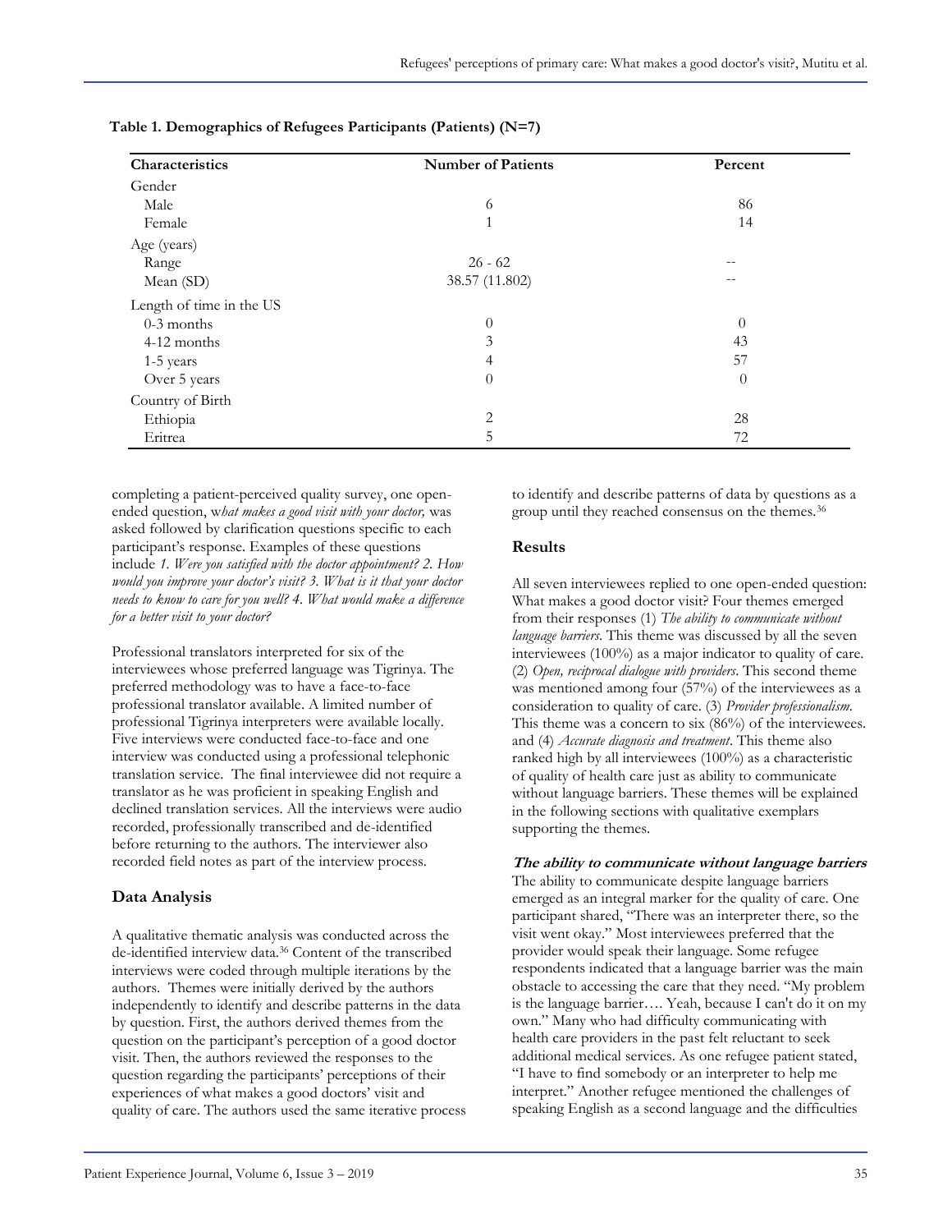**Table 1. Demographics of Refugees Participants (Patients) (N=7)**

| Characteristics | Number of Patients | Percent |
|---|---|---|
| Gender | | |
| Male | 6 | 86 |
| Female | 1 | 14 |
| Age (years) | | |
| Range | 26 - 62 | -- |
| Mean (SD) | 38.57 (11.802) | -- |
| Length of time in the US | | |
| 0-3 months | 0 | 0 |
| 4-12 months | 3 | 43 |
| 1-5 years | 4 | 57 |
| Over 5 years | 0 | 0 |
| Country of Birth | | |
| Ethiopia | 2 | 28 |
| Eritrea | 5 | 72 |

completing a patient-perceived quality survey, one open-ended question, w*hat makes a good visit with your doctor,* was asked followed by clarification questions specific to each participant's response. Examples of these questions include *1. Were you satisfied with the doctor appointment? 2. How would you improve your doctor's visit? 3. What is it that your doctor needs to know to care for you well? 4. What would make a difference for a better visit to your doctor?*

Professional translators interpreted for six of the interviewees whose preferred language was Tigrinya. The preferred methodology was to have a face-to-face professional translator available. A limited number of professional Tigrinya interpreters were available locally. Five interviews were conducted face-to-face and one interview was conducted using a professional telephonic translation service. The final interviewee did not require a translator as he was proficient in speaking English and declined translation services. All the interviews were audio recorded, professionally transcribed and de-identified before returning to the authors. The interviewer also recorded field notes as part of the interview process.

## Data Analysis

A qualitative thematic analysis was conducted across the de-identified interview data.[36] Content of the transcribed interviews were coded through multiple iterations by the authors. Themes were initially derived by the authors independently to identify and describe patterns in the data by question. First, the authors derived themes from the question on the participant's perception of a good doctor visit. Then, the authors reviewed the responses to the question regarding the participants' perceptions of their experiences of what makes a good doctors' visit and quality of care. The authors used the same iterative process to identify and describe patterns of data by questions as a group until they reached consensus on the themes.[36]

## Results

All seven interviewees replied to one open-ended question: What makes a good doctor visit? Four themes emerged from their responses (1) *The ability to communicate without language barriers.* This theme was discussed by all the seven interviewees (100%) as a major indicator to quality of care. (2) *Open, reciprocal dialogue with providers*. This second theme was mentioned among four (57%) of the interviewees as a consideration to quality of care. (3) *Provider professionalism.* This theme was a concern to six (86%) of the interviewees. and (4) *Accurate diagnosis and treatment*. This theme also ranked high by all interviewees (100%) as a characteristic of quality of health care just as ability to communicate without language barriers. These themes will be explained in the following sections with qualitative exemplars supporting the themes.

### The ability to communicate without language barriers

The ability to communicate despite language barriers emerged as an integral marker for the quality of care. One participant shared, "There was an interpreter there, so the visit went okay." Most interviewees preferred that the provider would speak their language. Some refugee respondents indicated that a language barrier was the main obstacle to accessing the care that they need. "My problem is the language barrier…. Yeah, because I can't do it on my own." Many who had difficulty communicating with health care providers in the past felt reluctant to seek additional medical services. As one refugee patient stated, "I have to find somebody or an interpreter to help me interpret." Another refugee mentioned the challenges of speaking English as a second language and the difficulties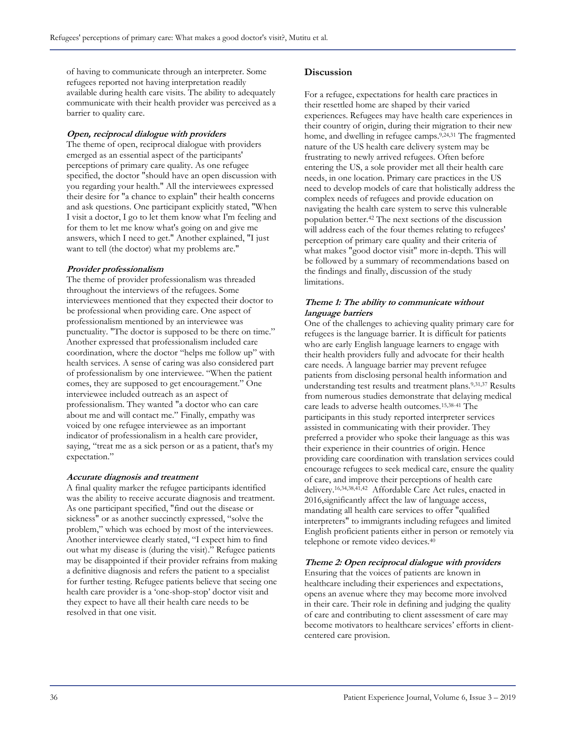of having to communicate through an interpreter. Some refugees reported not having interpretation readily available during health care visits. The ability to adequately communicate with their health provider was perceived as a barrier to quality care.

#### *Open, reciprocal dialogue with providers*

The theme of open, reciprocal dialogue with providers emerged as an essential aspect of the participants' perceptions of primary care quality. As one refugee specified, the doctor "should have an open discussion with you regarding your health." All the interviewees expressed their desire for "a chance to explain" their health concerns and ask questions. One participant explicitly stated, "When I visit a doctor, I go to let them know what I'm feeling and for them to let me know what's going on and give me answers, which I need to get." Another explained, "I just want to tell (the doctor) what my problems are."

#### *Provider professionalism*

The theme of provider professionalism was threaded throughout the interviews of the refugees. Some interviewees mentioned that they expected their doctor to be professional when providing care. One aspect of professionalism mentioned by an interviewee was punctuality. "The doctor is supposed to be there on time." Another expressed that professionalism included care coordination, where the doctor "helps me follow up" with health services. A sense of caring was also considered part of professionalism by one interviewee. "When the patient comes, they are supposed to get encouragement." One interviewee included outreach as an aspect of professionalism. They wanted "a doctor who can care about me and will contact me." Finally, empathy was voiced by one refugee interviewee as an important indicator of professionalism in a health care provider, saying, "treat me as a sick person or as a patient, that's my expectation."

#### *Accurate diagnosis and treatment*

A final quality marker the refugee participants identified was the ability to receive accurate diagnosis and treatment. As one participant specified, "find out the disease or sickness" or as another succinctly expressed, "solve the problem," which was echoed by most of the interviewees. Another interviewee clearly stated, "I expect him to find out what my disease is (during the visit)." Refugee patients may be disappointed if their provider refrains from making a definitive diagnosis and refers the patient to a specialist for further testing. Refugee patients believe that seeing one health care provider is a 'one-shop-stop' doctor visit and they expect to have all their health care needs to be resolved in that one visit.

## Discussion

For a refugee, expectations for health care practices in their resettled home are shaped by their varied experiences. Refugees may have health care experiences in their country of origin, during their migration to their new home, and dwelling in refugee camps.[9,24,31] The fragmented nature of the US health care delivery system may be frustrating to newly arrived refugees. Often before entering the US, a sole provider met all their health care needs, in one location. Primary care practices in the US need to develop models of care that holistically address the complex needs of refugees and provide education on navigating the health care system to serve this vulnerable population better.[42] The next sections of the discussion will address each of the four themes relating to refugees' perception of primary care quality and their criteria of what makes "good doctor visit" more in-depth. This will be followed by a summary of recommendations based on the findings and finally, discussion of the study limitations.

#### *Theme 1: The ability to communicate without language barriers*

One of the challenges to achieving quality primary care for refugees is the language barrier. It is difficult for patients who are early English language learners to engage with their health providers fully and advocate for their health care needs. A language barrier may prevent refugee patients from disclosing personal health information and understanding test results and treatment plans.[9,31,37] Results from numerous studies demonstrate that delaying medical care leads to adverse health outcomes.[15,38-41] The participants in this study reported interpreter services assisted in communicating with their provider. They preferred a provider who spoke their language as this was their experience in their countries of origin. Hence providing care coordination with translation services could encourage refugees to seek medical care, ensure the quality of care, and improve their perceptions of health care delivery.[16,34,38,41,42] Affordable Care Act rules, enacted in 2016,significantly affect the law of language access, mandating all health care services to offer "qualified interpreters" to immigrants including refugees and limited English proficient patients either in person or remotely via telephone or remote video devices.[40]

#### *Theme 2: Open reciprocal dialogue with providers*

Ensuring that the voices of patients are known in healthcare including their experiences and expectations, opens an avenue where they may become more involved in their care. Their role in defining and judging the quality of care and contributing to client assessment of care may become motivators to healthcare services' efforts in client-centered care provision.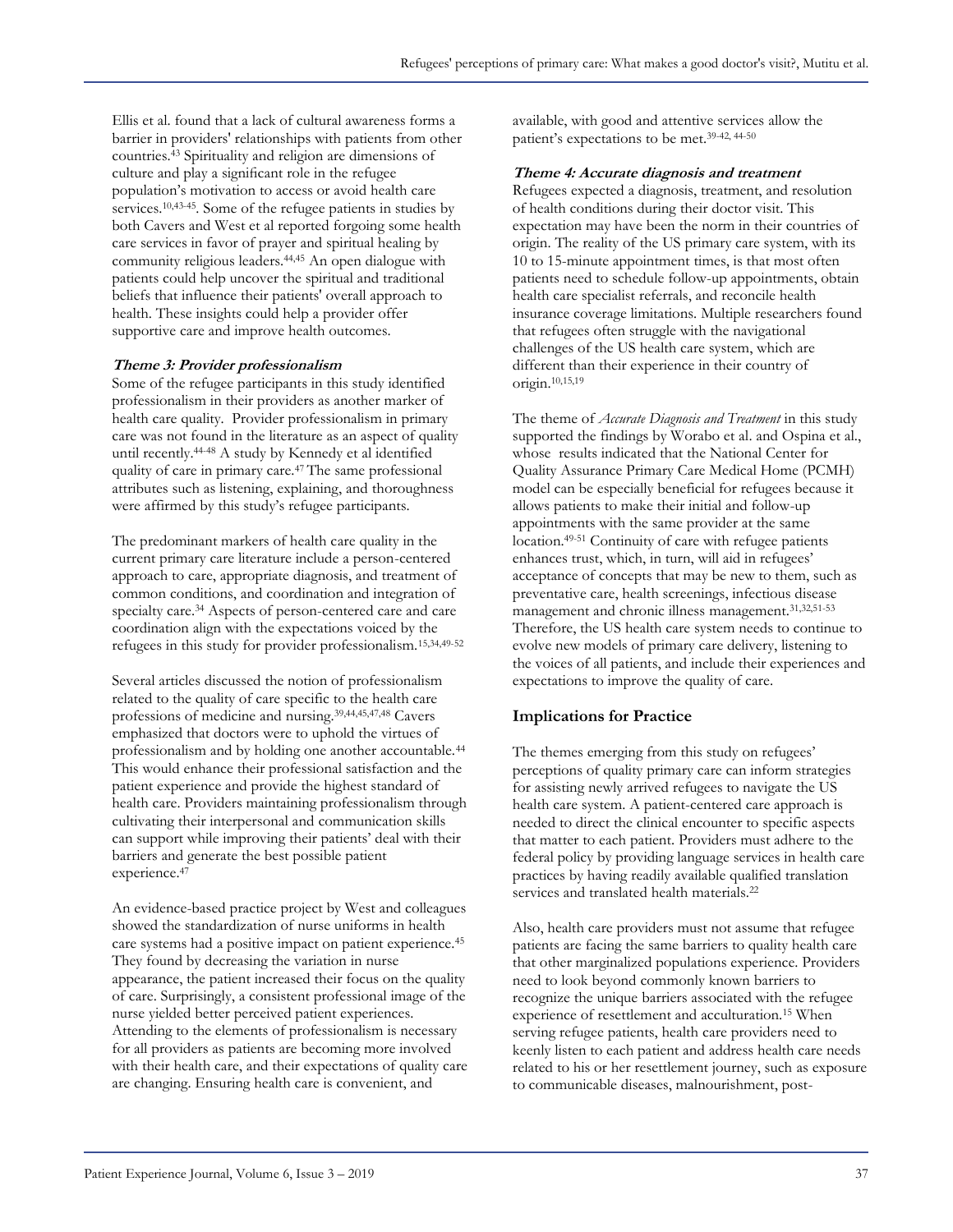Ellis et al. found that a lack of cultural awareness forms a barrier in providers' relationships with patients from other countries.[43] Spirituality and religion are dimensions of culture and play a significant role in the refugee population's motivation to access or avoid health care services.[10,43-45]. Some of the refugee patients in studies by both Cavers and West et al reported forgoing some health care services in favor of prayer and spiritual healing by community religious leaders.[44,45] An open dialogue with patients could help uncover the spiritual and traditional beliefs that influence their patients' overall approach to health. These insights could help a provider offer supportive care and improve health outcomes.

**Theme 3: Provider professionalism**

Some of the refugee participants in this study identified professionalism in their providers as another marker of health care quality. Provider professionalism in primary care was not found in the literature as an aspect of quality until recently.[44-48] A study by Kennedy et al identified quality of care in primary care.[47] The same professional attributes such as listening, explaining, and thoroughness were affirmed by this study's refugee participants.

The predominant markers of health care quality in the current primary care literature include a person-centered approach to care, appropriate diagnosis, and treatment of common conditions, and coordination and integration of specialty care.[34] Aspects of person-centered care and care coordination align with the expectations voiced by the refugees in this study for provider professionalism.[15,34,49-52]

Several articles discussed the notion of professionalism related to the quality of care specific to the health care professions of medicine and nursing.[39,44,45,47,48] Cavers emphasized that doctors were to uphold the virtues of professionalism and by holding one another accountable.[44] This would enhance their professional satisfaction and the patient experience and provide the highest standard of health care. Providers maintaining professionalism through cultivating their interpersonal and communication skills can support while improving their patients' deal with their barriers and generate the best possible patient experience.[47]

An evidence-based practice project by West and colleagues showed the standardization of nurse uniforms in health care systems had a positive impact on patient experience.[45] They found by decreasing the variation in nurse appearance, the patient increased their focus on the quality of care. Surprisingly, a consistent professional image of the nurse yielded better perceived patient experiences. Attending to the elements of professionalism is necessary for all providers as patients are becoming more involved with their health care, and their expectations of quality care are changing. Ensuring health care is convenient, and available, with good and attentive services allow the patient's expectations to be met.[39-42, 44-50]

**Theme 4: Accurate diagnosis and treatment**

Refugees expected a diagnosis, treatment, and resolution of health conditions during their doctor visit. This expectation may have been the norm in their countries of origin. The reality of the US primary care system, with its 10 to 15-minute appointment times, is that most often patients need to schedule follow-up appointments, obtain health care specialist referrals, and reconcile health insurance coverage limitations. Multiple researchers found that refugees often struggle with the navigational challenges of the US health care system, which are different than their experience in their country of origin.[10,15,19]

The theme of *Accurate Diagnosis and Treatment* in this study supported the findings by Worabo et al. and Ospina et al., whose results indicated that the National Center for Quality Assurance Primary Care Medical Home (PCMH) model can be especially beneficial for refugees because it allows patients to make their initial and follow-up appointments with the same provider at the same location.[49-51] Continuity of care with refugee patients enhances trust, which, in turn, will aid in refugees' acceptance of concepts that may be new to them, such as preventative care, health screenings, infectious disease management and chronic illness management.[31,32,51-53] Therefore, the US health care system needs to continue to evolve new models of primary care delivery, listening to the voices of all patients, and include their experiences and expectations to improve the quality of care.

## Implications for Practice

The themes emerging from this study on refugees' perceptions of quality primary care can inform strategies for assisting newly arrived refugees to navigate the US health care system. A patient-centered care approach is needed to direct the clinical encounter to specific aspects that matter to each patient. Providers must adhere to the federal policy by providing language services in health care practices by having readily available qualified translation services and translated health materials.[22]

Also, health care providers must not assume that refugee patients are facing the same barriers to quality health care that other marginalized populations experience. Providers need to look beyond commonly known barriers to recognize the unique barriers associated with the refugee experience of resettlement and acculturation.[15] When serving refugee patients, health care providers need to keenly listen to each patient and address health care needs related to his or her resettlement journey, such as exposure to communicable diseases, malnourishment, post-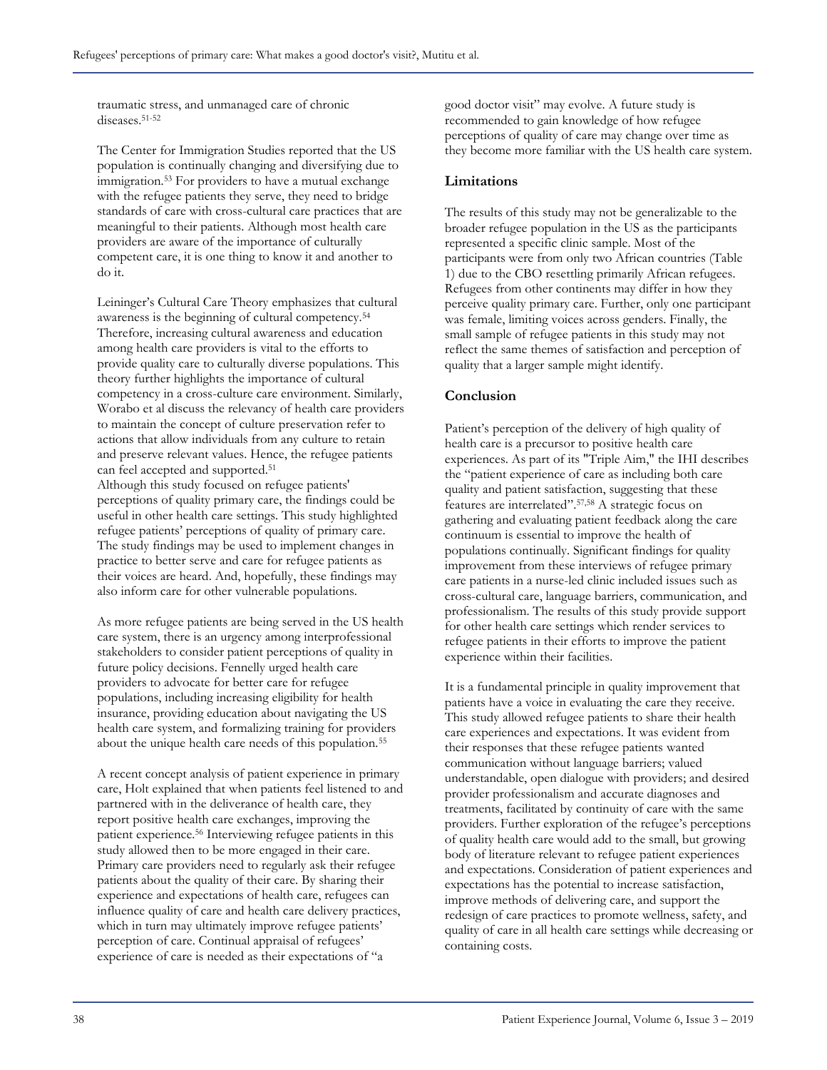traumatic stress, and unmanaged care of chronic diseases.[51-52]

The Center for Immigration Studies reported that the US population is continually changing and diversifying due to immigration.[53] For providers to have a mutual exchange with the refugee patients they serve, they need to bridge standards of care with cross-cultural care practices that are meaningful to their patients. Although most health care providers are aware of the importance of culturally competent care, it is one thing to know it and another to do it.

Leininger's Cultural Care Theory emphasizes that cultural awareness is the beginning of cultural competency.[54] Therefore, increasing cultural awareness and education among health care providers is vital to the efforts to provide quality care to culturally diverse populations. This theory further highlights the importance of cultural competency in a cross-culture care environment. Similarly, Worabo et al discuss the relevancy of health care providers to maintain the concept of culture preservation refer to actions that allow individuals from any culture to retain and preserve relevant values. Hence, the refugee patients can feel accepted and supported.[51]

Although this study focused on refugee patients' perceptions of quality primary care, the findings could be useful in other health care settings. This study highlighted refugee patients' perceptions of quality of primary care. The study findings may be used to implement changes in practice to better serve and care for refugee patients as their voices are heard. And, hopefully, these findings may also inform care for other vulnerable populations.

As more refugee patients are being served in the US health care system, there is an urgency among interprofessional stakeholders to consider patient perceptions of quality in future policy decisions. Fennelly urged health care providers to advocate for better care for refugee populations, including increasing eligibility for health insurance, providing education about navigating the US health care system, and formalizing training for providers about the unique health care needs of this population.[55]

A recent concept analysis of patient experience in primary care, Holt explained that when patients feel listened to and partnered with in the deliverance of health care, they report positive health care exchanges, improving the patient experience.[56] Interviewing refugee patients in this study allowed then to be more engaged in their care. Primary care providers need to regularly ask their refugee patients about the quality of their care. By sharing their experience and expectations of health care, refugees can influence quality of care and health care delivery practices, which in turn may ultimately improve refugee patients' perception of care. Continual appraisal of refugees' experience of care is needed as their expectations of "a good doctor visit" may evolve. A future study is recommended to gain knowledge of how refugee perceptions of quality of care may change over time as they become more familiar with the US health care system.

## Limitations

The results of this study may not be generalizable to the broader refugee population in the US as the participants represented a specific clinic sample. Most of the participants were from only two African countries (Table 1) due to the CBO resettling primarily African refugees. Refugees from other continents may differ in how they perceive quality primary care. Further, only one participant was female, limiting voices across genders. Finally, the small sample of refugee patients in this study may not reflect the same themes of satisfaction and perception of quality that a larger sample might identify.

## Conclusion

Patient's perception of the delivery of high quality of health care is a precursor to positive health care experiences. As part of its "Triple Aim," the IHI describes the "patient experience of care as including both care quality and patient satisfaction, suggesting that these features are interrelated".[57,58] A strategic focus on gathering and evaluating patient feedback along the care continuum is essential to improve the health of populations continually. Significant findings for quality improvement from these interviews of refugee primary care patients in a nurse-led clinic included issues such as cross-cultural care, language barriers, communication, and professionalism. The results of this study provide support for other health care settings which render services to refugee patients in their efforts to improve the patient experience within their facilities.

It is a fundamental principle in quality improvement that patients have a voice in evaluating the care they receive. This study allowed refugee patients to share their health care experiences and expectations. It was evident from their responses that these refugee patients wanted communication without language barriers; valued understandable, open dialogue with providers; and desired provider professionalism and accurate diagnoses and treatments, facilitated by continuity of care with the same providers. Further exploration of the refugee's perceptions of quality health care would add to the small, but growing body of literature relevant to refugee patient experiences and expectations. Consideration of patient experiences and expectations has the potential to increase satisfaction, improve methods of delivering care, and support the redesign of care practices to promote wellness, safety, and quality of care in all health care settings while decreasing or containing costs.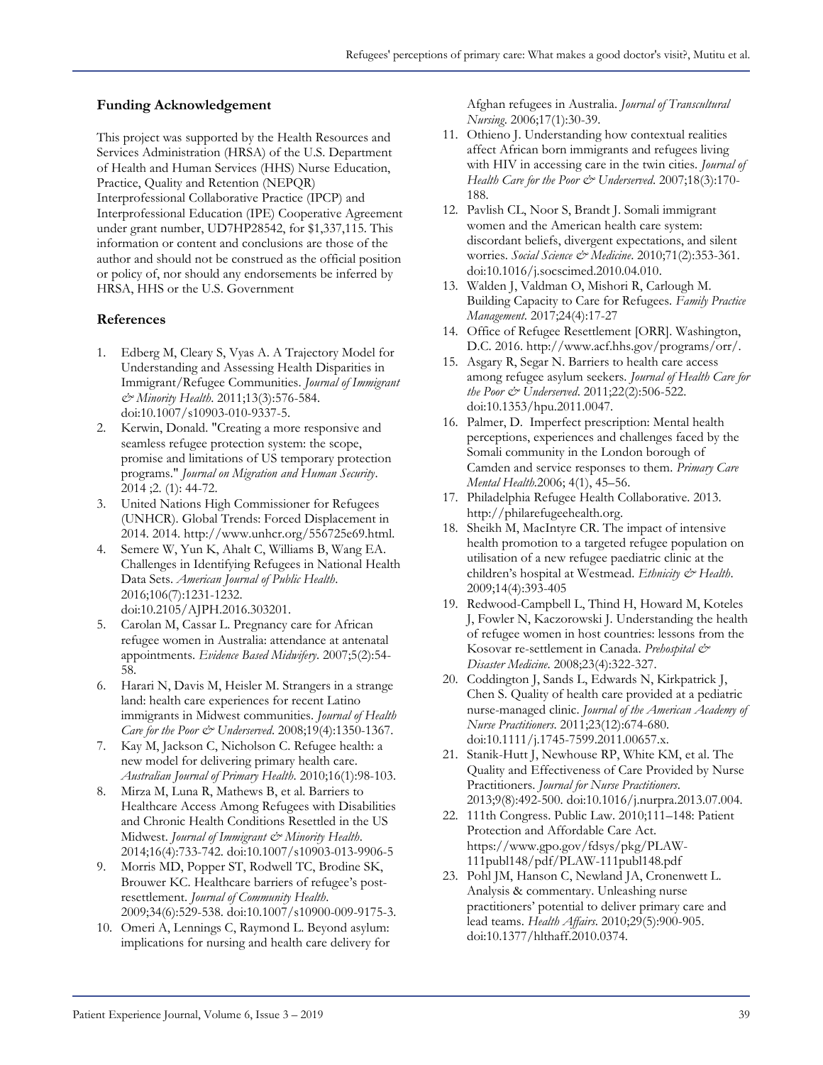## Funding Acknowledgement

This project was supported by the Health Resources and Services Administration (HRSA) of the U.S. Department of Health and Human Services (HHS) Nurse Education, Practice, Quality and Retention (NEPQR) Interprofessional Collaborative Practice (IPCP) and Interprofessional Education (IPE) Cooperative Agreement under grant number, UD7HP28542, for $1,337,115. This information or content and conclusions are those of the author and should not be construed as the official position or policy of, nor should any endorsements be inferred by HRSA, HHS or the U.S. Government

## References

1. Edberg M, Cleary S, Vyas A. A Trajectory Model for Understanding and Assessing Health Disparities in Immigrant/Refugee Communities. *Journal of Immigrant & Minority Health*. 2011;13(3):576-584. doi:10.1007/s10903-010-9337-5.
2. Kerwin, Donald. "Creating a more responsive and seamless refugee protection system: the scope, promise and limitations of US temporary protection programs." *Journal on Migration and Human Security*. 2014 ;2. (1): 44-72.
3. United Nations High Commissioner for Refugees (UNHCR). Global Trends: Forced Displacement in 2014. 2014. http://www.unhcr.org/556725e69.html.
4. Semere W, Yun K, Ahalt C, Williams B, Wang EA. Challenges in Identifying Refugees in National Health Data Sets. *American Journal of Public Health*. 2016;106(7):1231-1232. doi:10.2105/AJPH.2016.303201.
5. Carolan M, Cassar L. Pregnancy care for African refugee women in Australia: attendance at antenatal appointments. *Evidence Based Midwifery*. 2007;5(2):54-58.
6. Harari N, Davis M, Heisler M. Strangers in a strange land: health care experiences for recent Latino immigrants in Midwest communities. *Journal of Health Care for the Poor & Underserved*. 2008;19(4):1350-1367.
7. Kay M, Jackson C, Nicholson C. Refugee health: a new model for delivering primary health care. *Australian Journal of Primary Health*. 2010;16(1):98-103.
8. Mirza M, Luna R, Mathews B, et al. Barriers to Healthcare Access Among Refugees with Disabilities and Chronic Health Conditions Resettled in the US Midwest. *Journal of Immigrant & Minority Health*. 2014;16(4):733-742. doi:10.1007/s10903-013-9906-5
9. Morris MD, Popper ST, Rodwell TC, Brodine SK, Brouwer KC. Healthcare barriers of refugee's post-resettlement. *Journal of Community Health*. 2009;34(6):529-538. doi:10.1007/s10900-009-9175-3.
10. Omeri A, Lennings C, Raymond L. Beyond asylum: implications for nursing and health care delivery for Afghan refugees in Australia. *Journal of Transcultural Nursing*. 2006;17(1):30-39.
11. Othieno J. Understanding how contextual realities affect African born immigrants and refugees living with HIV in accessing care in the twin cities. *Journal of Health Care for the Poor & Underserved*. 2007;18(3):170-188.
12. Pavlish CL, Noor S, Brandt J. Somali immigrant women and the American health care system: discordant beliefs, divergent expectations, and silent worries. *Social Science & Medicine*. 2010;71(2):353-361. doi:10.1016/j.socscimed.2010.04.010.
13. Walden J, Valdman O, Mishori R, Carlough M. Building Capacity to Care for Refugees. *Family Practice Management*. 2017;24(4):17-27
14. Office of Refugee Resettlement [ORR]. Washington, D.C. 2016. http://www.acf.hhs.gov/programs/orr/.
15. Asgary R, Segar N. Barriers to health care access among refugee asylum seekers. *Journal of Health Care for the Poor & Underserved*. 2011;22(2):506-522. doi:10.1353/hpu.2011.0047.
16. Palmer, D. Imperfect prescription: Mental health perceptions, experiences and challenges faced by the Somali community in the London borough of Camden and service responses to them. *Primary Care Mental Health*.2006; 4(1), 45–56.
17. Philadelphia Refugee Health Collaborative. 2013. http://philarefugeehealth.org.
18. Sheikh M, MacIntyre CR. The impact of intensive health promotion to a targeted refugee population on utilisation of a new refugee paediatric clinic at the children's hospital at Westmead. *Ethnicity & Health*. 2009;14(4):393-405
19. Redwood-Campbell L, Thind H, Howard M, Koteles J, Fowler N, Kaczorowski J. Understanding the health of refugee women in host countries: lessons from the Kosovar re-settlement in Canada. *Prehospital & Disaster Medicine*. 2008;23(4):322-327.
20. Coddington J, Sands L, Edwards N, Kirkpatrick J, Chen S. Quality of health care provided at a pediatric nurse-managed clinic. *Journal of the American Academy of Nurse Practitioners*. 2011;23(12):674-680. doi:10.1111/j.1745-7599.2011.00657.x.
21. Stanik-Hutt J, Newhouse RP, White KM, et al. The Quality and Effectiveness of Care Provided by Nurse Practitioners. *Journal for Nurse Practitioners*. 2013;9(8):492-500. doi:10.1016/j.nurpra.2013.07.004.
22. 111th Congress. Public Law. 2010;111–148: Patient Protection and Affordable Care Act. https://www.gpo.gov/fdsys/pkg/PLAW-111publ148/pdf/PLAW-111publ148.pdf
23. Pohl JM, Hanson C, Newland JA, Cronenwett L. Analysis & commentary. Unleashing nurse practitioners' potential to deliver primary care and lead teams. *Health Affairs*. 2010;29(5):900-905. doi:10.1377/hlthaff.2010.0374.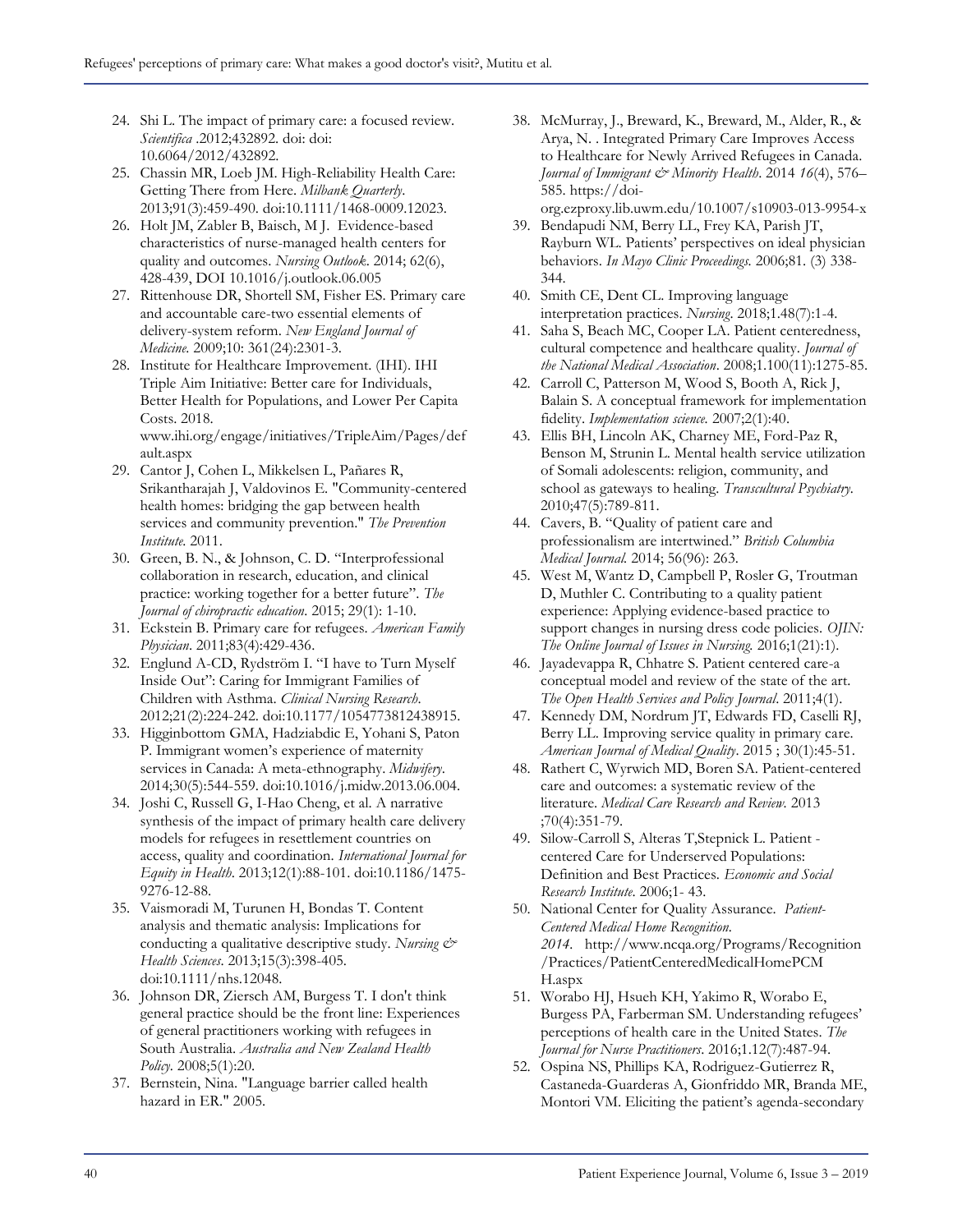24. Shi L. The impact of primary care: a focused review. *Scientifica* .2012;432892. doi: doi: 10.6064/2012/432892.
25. Chassin MR, Loeb JM. High-Reliability Health Care: Getting There from Here. *Milbank Quarterly*. 2013;91(3):459-490. doi:10.1111/1468-0009.12023.
26. Holt JM, Zabler B, Baisch, M J. Evidence-based characteristics of nurse-managed health centers for quality and outcomes. *Nursing Outlook*. 2014; 62(6), 428-439, DOI 10.1016/j.outlook.06.005
27. Rittenhouse DR, Shortell SM, Fisher ES. Primary care and accountable care-two essential elements of delivery-system reform. *New England Journal of Medicine.* 2009;10: 361(24):2301-3.
28. Institute for Healthcare Improvement. (IHI). IHI Triple Aim Initiative: Better care for Individuals, Better Health for Populations, and Lower Per Capita Costs. 2018. www.ihi.org/engage/initiatives/TripleAim/Pages/default.aspx
29. Cantor J, Cohen L, Mikkelsen L, Pañares R, Srikantharajah J, Valdovinos E. "Community-centered health homes: bridging the gap between health services and community prevention." *The Prevention Institute.* 2011.
30. Green, B. N., & Johnson, C. D. "Interprofessional collaboration in research, education, and clinical practice: working together for a better future". *The Journal of chiropractic education*. 2015; 29(1): 1-10.
31. Eckstein B. Primary care for refugees. *American Family Physician*. 2011;83(4):429-436.
32. Englund A-CD, Rydström I. "I have to Turn Myself Inside Out": Caring for Immigrant Families of Children with Asthma. *Clinical Nursing Research*. 2012;21(2):224-242. doi:10.1177/1054773812438915.
33. Higginbottom GMA, Hadziabdic E, Yohani S, Paton P. Immigrant women's experience of maternity services in Canada: A meta-ethnography. *Midwifery*. 2014;30(5):544-559. doi:10.1016/j.midw.2013.06.004.
34. Joshi C, Russell G, I-Hao Cheng, et al. A narrative synthesis of the impact of primary health care delivery models for refugees in resettlement countries on access, quality and coordination. *International Journal for Equity in Health*. 2013;12(1):88-101. doi:10.1186/1475-9276-12-88.
35. Vaismoradi M, Turunen H, Bondas T. Content analysis and thematic analysis: Implications for conducting a qualitative descriptive study. *Nursing & Health Sciences*. 2013;15(3):398-405. doi:10.1111/nhs.12048.
36. Johnson DR, Ziersch AM, Burgess T. I don't think general practice should be the front line: Experiences of general practitioners working with refugees in South Australia. *Australia and New Zealand Health Policy*. 2008;5(1):20.
37. Bernstein, Nina. "Language barrier called health hazard in ER." 2005.
38. McMurray, J., Breward, K., Breward, M., Alder, R., & Arya, N. . Integrated Primary Care Improves Access to Healthcare for Newly Arrived Refugees in Canada. *Journal of Immigrant & Minority Health*. 2014 *16*(4), 576–585. https://doi-org.ezproxy.lib.uwm.edu/10.1007/s10903-013-9954-x
39. Bendapudi NM, Berry LL, Frey KA, Parish JT, Rayburn WL. Patients' perspectives on ideal physician behaviors. *In Mayo Clinic Proceedings.* 2006;81. (3) 338-344.
40. Smith CE, Dent CL. Improving language interpretation practices. *Nursing*. 2018;1.48(7):1-4.
41. Saha S, Beach MC, Cooper LA. Patient centeredness, cultural competence and healthcare quality. *Journal of the National Medical Association*. 2008;1.100(11):1275-85.
42. Carroll C, Patterson M, Wood S, Booth A, Rick J, Balain S. A conceptual framework for implementation fidelity. *Implementation science.* 2007;2(1):40.
43. Ellis BH, Lincoln AK, Charney ME, Ford-Paz R, Benson M, Strunin L. Mental health service utilization of Somali adolescents: religion, community, and school as gateways to healing. *Transcultural Psychiatry.* 2010;47(5):789-811.
44. Cavers, B. "Quality of patient care and professionalism are intertwined." *British Columbia Medical Journal.* 2014; 56(96): 263.
45. West M, Wantz D, Campbell P, Rosler G, Troutman D, Muthler C. Contributing to a quality patient experience: Applying evidence-based practice to support changes in nursing dress code policies. *OJIN: The Online Journal of Issues in Nursing.* 2016;1(21):1).
46. Jayadevappa R, Chhatre S. Patient centered care-a conceptual model and review of the state of the art. *The Open Health Services and Policy Journal*. 2011;4(1).
47. Kennedy DM, Nordrum JT, Edwards FD, Caselli RJ, Berry LL. Improving service quality in primary care. *American Journal of Medical Quality*. 2015 ; 30(1):45-51.
48. Rathert C, Wyrwich MD, Boren SA. Patient-centered care and outcomes: a systematic review of the literature. *Medical Care Research and Review.* 2013 ;70(4):351-79.
49. Silow-Carroll S, Alteras T,Stepnick L. Patient - centered Care for Underserved Populations: Definition and Best Practices. *Economic and Social Research Institute*. 2006;1- 43.
50. National Center for Quality Assurance. *Patient-Centered Medical Home Recognition. 2014*. http://www.ncqa.org/Programs/Recognition/Practices/PatientCenteredMedicalHomePCMH.aspx
51. Worabo HJ, Hsueh KH, Yakimo R, Worabo E, Burgess PA, Farberman SM. Understanding refugees' perceptions of health care in the United States. *The Journal for Nurse Practitioners*. 2016;1.12(7):487-94.
52. Ospina NS, Phillips KA, Rodriguez-Gutierrez R, Castaneda-Guarderas A, Gionfriddo MR, Branda ME, Montori VM. Eliciting the patient's agenda-secondary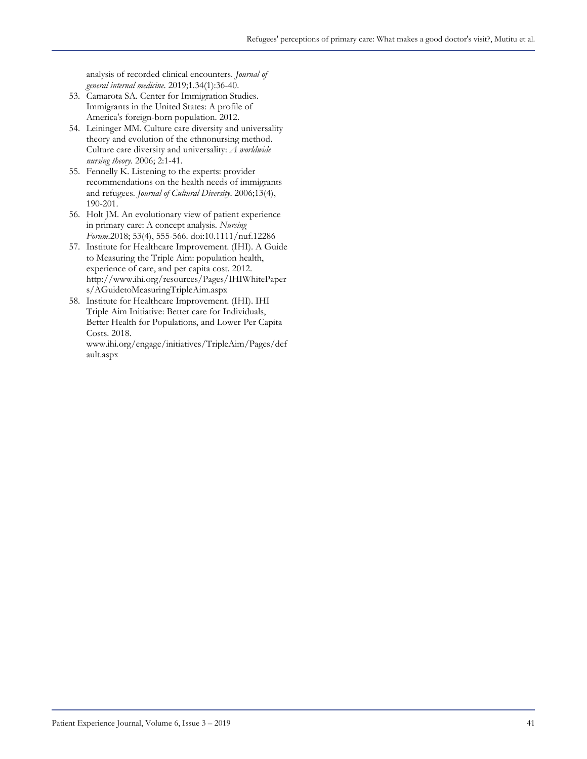analysis of recorded clinical encounters. *Journal of general internal medicine*. 2019;1.34(1):36-40.

53. Camarota SA. Center for Immigration Studies. Immigrants in the United States: A profile of America's foreign-born population. 2012.
54. Leininger MM. Culture care diversity and universality theory and evolution of the ethnonursing method. Culture care diversity and universality: *A worldwide nursing theory*. 2006; 2:1-41.
55. Fennelly K. Listening to the experts: provider recommendations on the health needs of immigrants and refugees. *Journal of Cultural Diversity*. 2006;13(4), 190-201.
56. Holt JM. An evolutionary view of patient experience in primary care: A concept analysis. *Nursing Forum*.2018; 53(4), 555-566. doi:10.1111/nuf.12286
57. Institute for Healthcare Improvement. (IHI). A Guide to Measuring the Triple Aim: population health, experience of care, and per capita cost. 2012. http://www.ihi.org/resources/Pages/IHIWhitePapers/AGuidetoMeasuringTripleAim.aspx
58. Institute for Healthcare Improvement. (IHI). IHI Triple Aim Initiative: Better care for Individuals, Better Health for Populations, and Lower Per Capita Costs. 2018. www.ihi.org/engage/initiatives/TripleAim/Pages/default.aspx